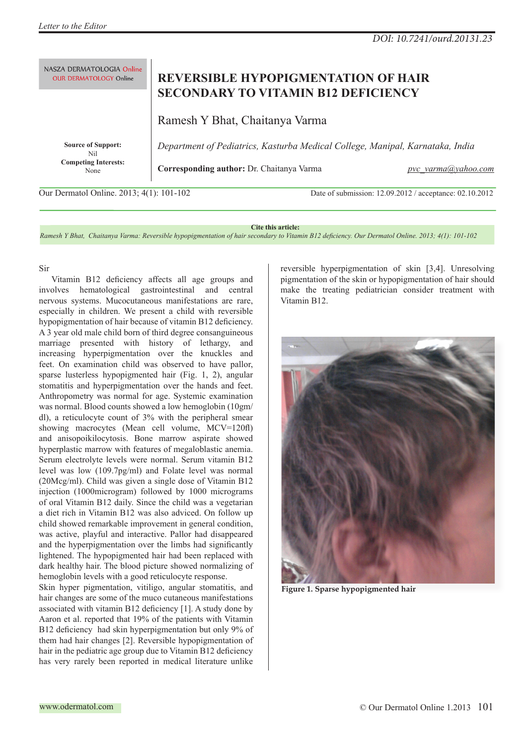Letter to the Editor

DOI: 10.7241/ourd.20131.23

NASZA DERMATOLOGIA Online
OUR DERMATOLOGY Online

# REVERSIBLE HYPOPIGMENTATION OF HAIR SECONDARY TO VITAMIN B12 DEFICIENCY

Ramesh Y Bhat, Chaitanya Varma

*Department of Pediatrics, Kasturba Medical College, Manipal, Karnataka, India*

**Source of Support:** Nil
**Competing Interests:** None

**Corresponding author:** Dr. Chaitanya Varma pvc_varma@yahoo.com

Our Dermatol Online. 2013; 4(1): 101-102

Date of submission: 12.09.2012 / acceptance: 02.10.2012

**Cite this article:**
*Ramesh Y Bhat, Chaitanya Varma: Reversible hypopigmentation of hair secondary to Vitamin B12 deficiency. Our Dermatol Online. 2013; 4(1): 101-102*

Sir

Vitamin B12 deficiency affects all age groups and involves hematological gastrointestinal and central nervous systems. Mucocutaneous manifestations are rare, especially in children. We present a child with reversible hypopigmentation of hair because of vitamin B12 deficiency. A 3 year old male child born of third degree consanguineous marriage presented with history of lethargy, and increasing hyperpigmentation over the knuckles and feet. On examination child was observed to have pallor, sparse lusterless hypopigmented hair (Fig. 1, 2), angular stomatitis and hyperpigmentation over the hands and feet. Anthropometry was normal for age. Systemic examination was normal. Blood counts showed a low hemoglobin (10gm/dl), a reticulocyte count of 3% with the peripheral smear showing macrocytes (Mean cell volume, MCV=120fl) and anisopoikilocytosis. Bone marrow aspirate showed hyperplastic marrow with features of megaloblastic anemia. Serum electrolyte levels were normal. Serum vitamin B12 level was low (109.7pg/ml) and Folate level was normal (20Mcg/ml). Child was given a single dose of Vitamin B12 injection (1000microgram) followed by 1000 micrograms of oral Vitamin B12 daily. Since the child was a vegetarian a diet rich in Vitamin B12 was also adviced. On follow up child showed remarkable improvement in general condition, was active, playful and interactive. Pallor had disappeared and the hyperpigmentation over the limbs had significantly lightened. The hypopigmented hair had been replaced with dark healthy hair. The blood picture showed normalizing of hemoglobin levels with a good reticulocyte response.

Skin hyper pigmentation, vitiligo, angular stomatitis, and hair changes are some of the muco cutaneous manifestations associated with vitamin B12 deficiency [1]. A study done by Aaron et al. reported that 19% of the patients with Vitamin B12 deficiency had skin hyperpigmentation but only 9% of them had hair changes [2]. Reversible hypopigmentation of hair in the pediatric age group due to Vitamin B12 deficiency has very rarely been reported in medical literature unlike reversible hyperpigmentation of skin [3,4]. Unresolving pigmentation of the skin or hypopigmentation of hair should make the treating pediatrician consider treatment with Vitamin B12.

**Figure 1. Sparse hypopigmented hair**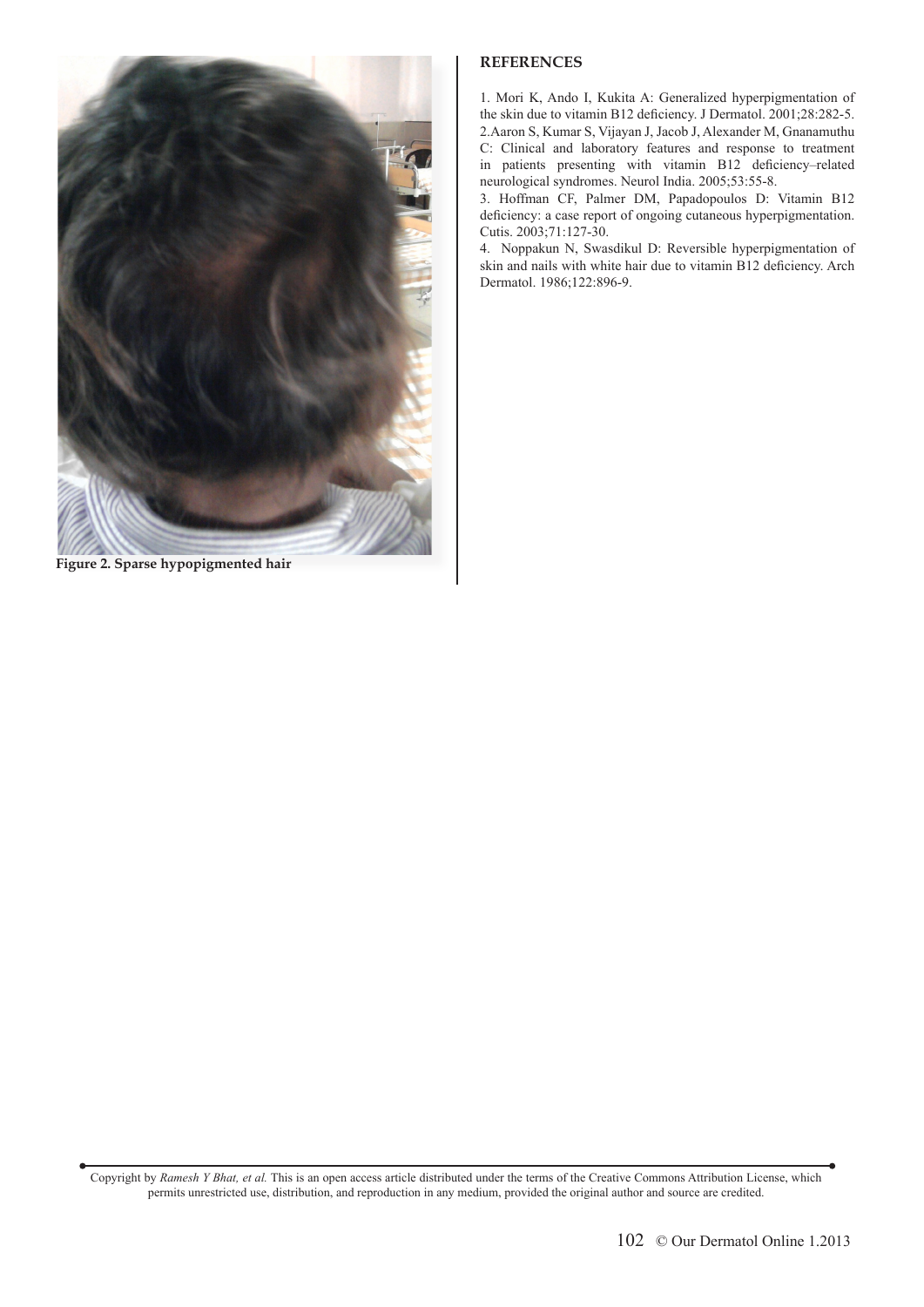Figure 2. Sparse hypopigmented hair

## REFERENCES

1. Mori K, Ando I, Kukita A: Generalized hyperpigmentation of the skin due to vitamin B12 deficiency. J Dermatol. 2001;28:282-5.
2. Aaron S, Kumar S, Vijayan J, Jacob J, Alexander M, Gnanamuthu C: Clinical and laboratory features and response to treatment in patients presenting with vitamin B12 deficiency–related neurological syndromes. Neurol India. 2005;53:55-8.
3. Hoffman CF, Palmer DM, Papadopoulos D: Vitamin B12 deficiency: a case report of ongoing cutaneous hyperpigmentation. Cutis. 2003;71:127-30.
4. Noppakun N, Swasdikul D: Reversible hyperpigmentation of skin and nails with white hair due to vitamin B12 deficiency. Arch Dermatol. 1986;122:896-9.

Copyright by *Ramesh Y Bhat, et al.* This is an open access article distributed under the terms of the Creative Commons Attribution License, which permits unrestricted use, distribution, and reproduction in any medium, provided the original author and source are credited.